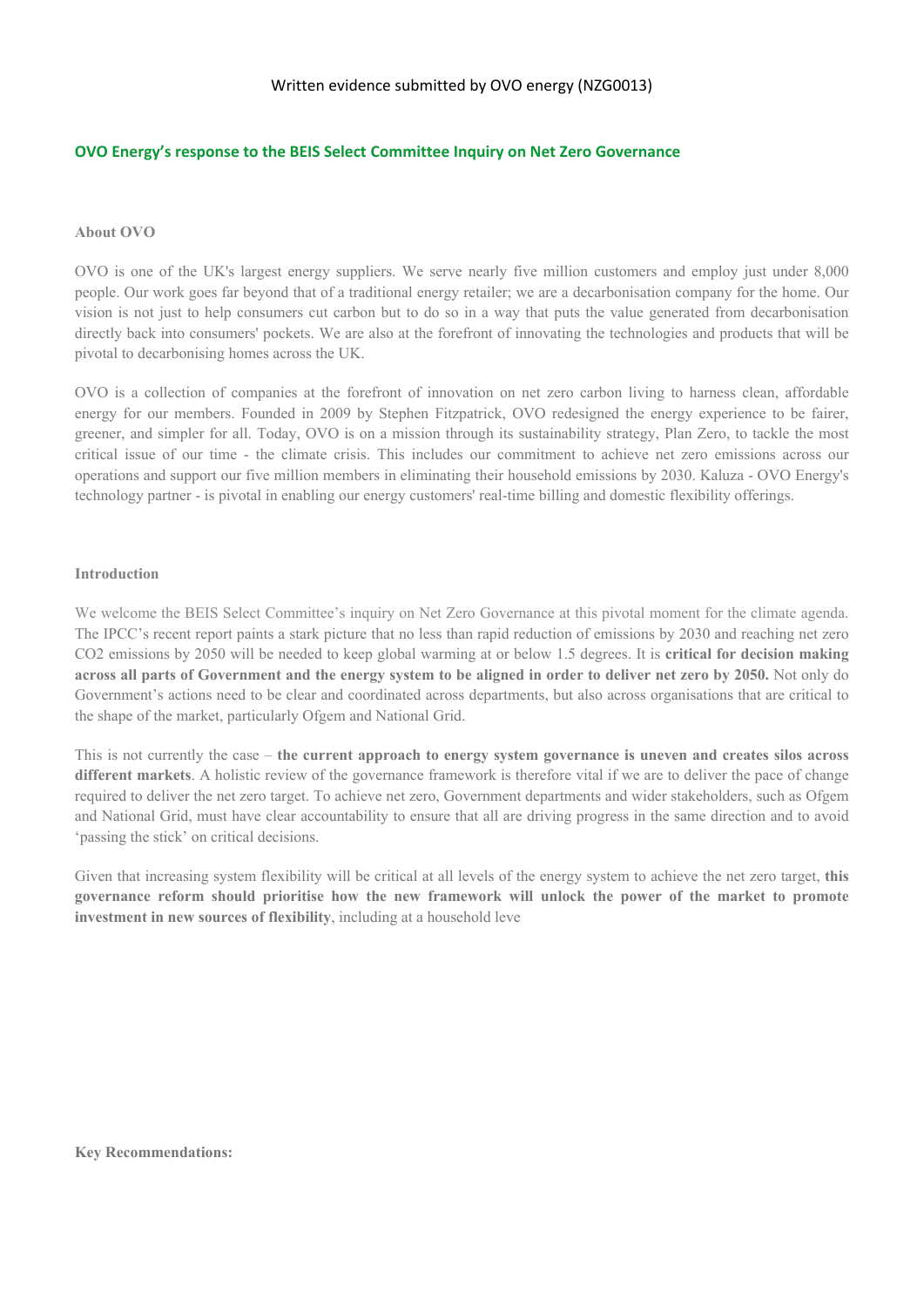Written evidence submitted by OVO energy (NZG0013)

## OVO Energy's response to the BEIS Select Committee Inquiry on Net Zero Governance

### About OVO

OVO is one of the UK's largest energy suppliers. We serve nearly five million customers and employ just under 8,000 people. Our work goes far beyond that of a traditional energy retailer; we are a decarbonisation company for the home. Our vision is not just to help consumers cut carbon but to do so in a way that puts the value generated from decarbonisation directly back into consumers' pockets. We are also at the forefront of innovating the technologies and products that will be pivotal to decarbonising homes across the UK.

OVO is a collection of companies at the forefront of innovation on net zero carbon living to harness clean, affordable energy for our members. Founded in 2009 by Stephen Fitzpatrick, OVO redesigned the energy experience to be fairer, greener, and simpler for all. Today, OVO is on a mission through its sustainability strategy, Plan Zero, to tackle the most critical issue of our time - the climate crisis. This includes our commitment to achieve net zero emissions across our operations and support our five million members in eliminating their household emissions by 2030. Kaluza - OVO Energy's technology partner - is pivotal in enabling our energy customers' real-time billing and domestic flexibility offerings.

### Introduction

We welcome the BEIS Select Committee's inquiry on Net Zero Governance at this pivotal moment for the climate agenda. The IPCC's recent report paints a stark picture that no less than rapid reduction of emissions by 2030 and reaching net zero $CO_2$ emissions by 2050 will be needed to keep global warming at or below 1.5 degrees. It is **critical for decision making across all parts of Government and the energy system to be aligned in order to deliver net zero by 2050.** Not only do Government's actions need to be clear and coordinated across departments, but also across organisations that are critical to the shape of the market, particularly Ofgem and National Grid.

This is not currently the case – **the current approach to energy system governance is uneven and creates silos across different markets**. A holistic review of the governance framework is therefore vital if we are to deliver the pace of change required to deliver the net zero target. To achieve net zero, Government departments and wider stakeholders, such as Ofgem and National Grid, must have clear accountability to ensure that all are driving progress in the same direction and to avoid 'passing the stick' on critical decisions.

Given that increasing system flexibility will be critical at all levels of the energy system to achieve the net zero target, **this governance reform should prioritise how the new framework will unlock the power of the market to promote investment in new sources of flexibility**, including at a household leve

### Key Recommendations: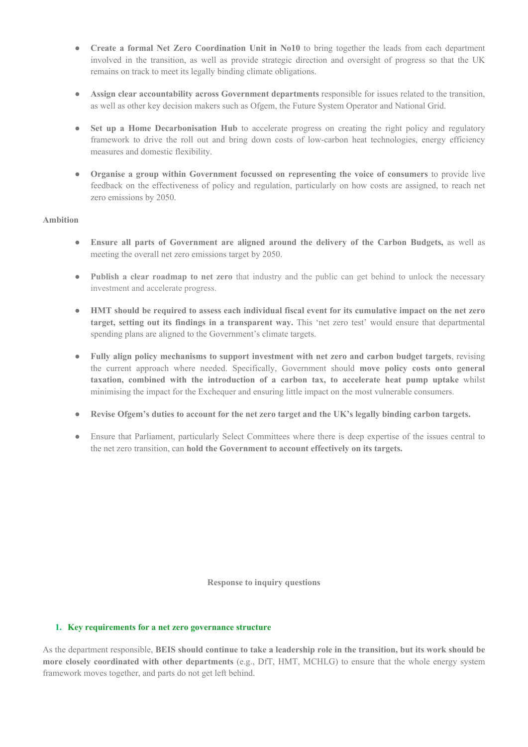- **Create a formal Net Zero Coordination Unit in No10** to bring together the leads from each department involved in the transition, as well as provide strategic direction and oversight of progress so that the UK remains on track to meet its legally binding climate obligations.

- **Assign clear accountability across Government departments** responsible for issues related to the transition, as well as other key decision makers such as Ofgem, the Future System Operator and National Grid.

- **Set up a Home Decarbonisation Hub** to accelerate progress on creating the right policy and regulatory framework to drive the roll out and bring down costs of low-carbon heat technologies, energy efficiency measures and domestic flexibility.

- **Organise a group within Government focussed on representing the voice of consumers** to provide live feedback on the effectiveness of policy and regulation, particularly on how costs are assigned, to reach net zero emissions by 2050.

**Ambition**

- **Ensure all parts of Government are aligned around the delivery of the Carbon Budgets,** as well as meeting the overall net zero emissions target by 2050.

- **Publish a clear roadmap to net zero** that industry and the public can get behind to unlock the necessary investment and accelerate progress.

- **HMT should be required to assess each individual fiscal event for its cumulative impact on the net zero target, setting out its findings in a transparent way.** This 'net zero test' would ensure that departmental spending plans are aligned to the Government's climate targets.

- **Fully align policy mechanisms to support investment with net zero and carbon budget targets**, revising the current approach where needed. Specifically, Government should **move policy costs onto general taxation, combined with the introduction of a carbon tax, to accelerate heat pump uptake** whilst minimising the impact for the Exchequer and ensuring little impact on the most vulnerable consumers.

- **Revise Ofgem's duties to account for the net zero target and the UK's legally binding carbon targets.**

- Ensure that Parliament, particularly Select Committees where there is deep expertise of the issues central to the net zero transition, can **hold the Government to account effectively on its targets.**

**Response to inquiry questions**

## 1. Key requirements for a net zero governance structure

As the department responsible, **BEIS should continue to take a leadership role in the transition, but its work should be more closely coordinated with other departments** (e.g., DfT, HMT, MCHLG) to ensure that the whole energy system framework moves together, and parts do not get left behind.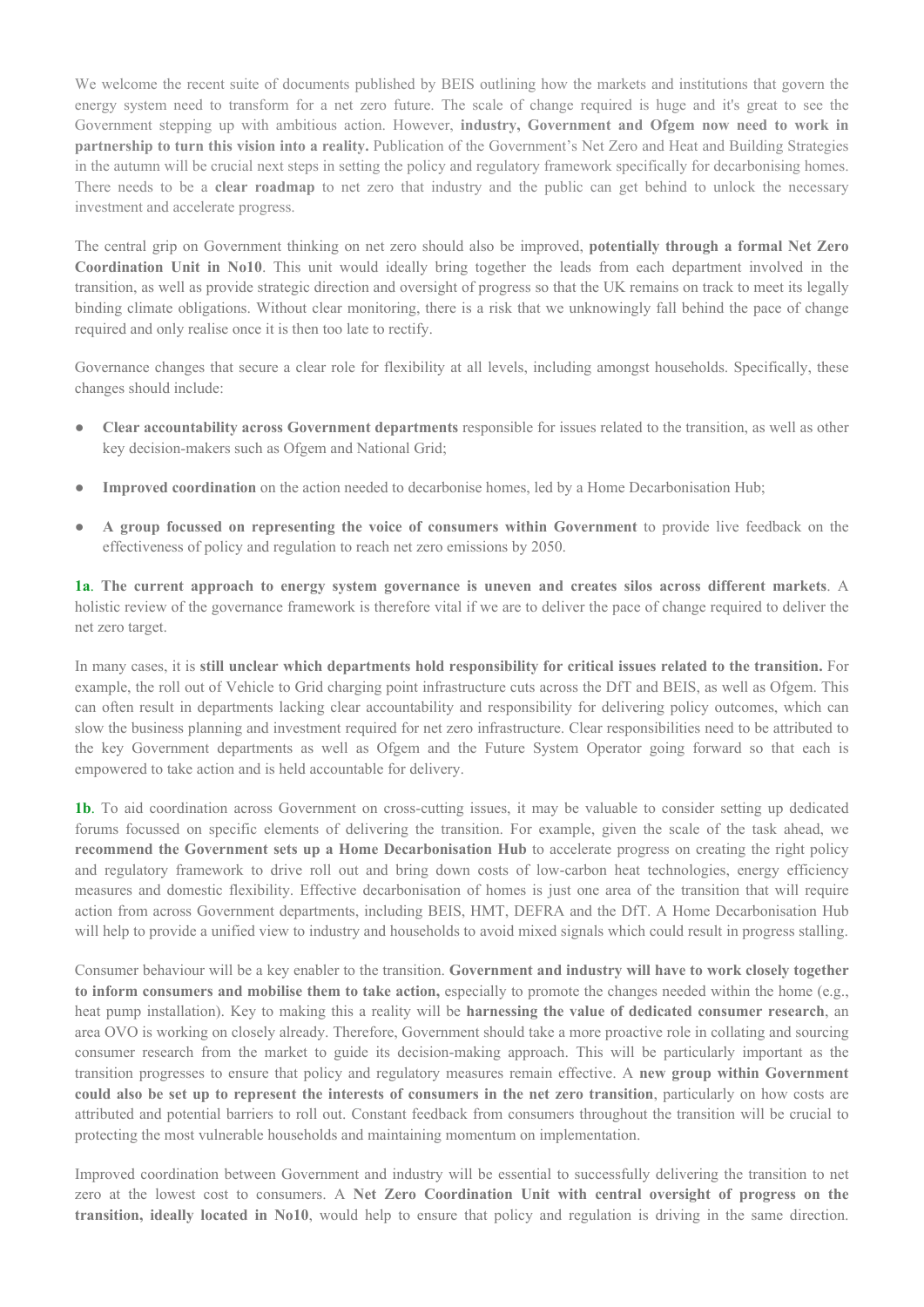We welcome the recent suite of documents published by BEIS outlining how the markets and institutions that govern the energy system need to transform for a net zero future. The scale of change required is huge and it's great to see the Government stepping up with ambitious action. However, **industry, Government and Ofgem now need to work in partnership to turn this vision into a reality.** Publication of the Government's Net Zero and Heat and Building Strategies in the autumn will be crucial next steps in setting the policy and regulatory framework specifically for decarbonising homes. There needs to be a **clear roadmap** to net zero that industry and the public can get behind to unlock the necessary investment and accelerate progress.

The central grip on Government thinking on net zero should also be improved, **potentially through a formal Net Zero Coordination Unit in No10**. This unit would ideally bring together the leads from each department involved in the transition, as well as provide strategic direction and oversight of progress so that the UK remains on track to meet its legally binding climate obligations. Without clear monitoring, there is a risk that we unknowingly fall behind the pace of change required and only realise once it is then too late to rectify.

Governance changes that secure a clear role for flexibility at all levels, including amongst households. Specifically, these changes should include:

- **Clear accountability across Government departments** responsible for issues related to the transition, as well as other key decision-makers such as Ofgem and National Grid;
- **Improved coordination** on the action needed to decarbonise homes, led by a Home Decarbonisation Hub;
- **A group focussed on representing the voice of consumers within Government** to provide live feedback on the effectiveness of policy and regulation to reach net zero emissions by 2050.

**1a**. **The current approach to energy system governance is uneven and creates silos across different markets**. A holistic review of the governance framework is therefore vital if we are to deliver the pace of change required to deliver the net zero target.

In many cases, it is **still unclear which departments hold responsibility for critical issues related to the transition.** For example, the roll out of Vehicle to Grid charging point infrastructure cuts across the DfT and BEIS, as well as Ofgem. This can often result in departments lacking clear accountability and responsibility for delivering policy outcomes, which can slow the business planning and investment required for net zero infrastructure. Clear responsibilities need to be attributed to the key Government departments as well as Ofgem and the Future System Operator going forward so that each is empowered to take action and is held accountable for delivery.

**1b**. To aid coordination across Government on cross-cutting issues, it may be valuable to consider setting up dedicated forums focussed on specific elements of delivering the transition. For example, given the scale of the task ahead, we **recommend the Government sets up a Home Decarbonisation Hub** to accelerate progress on creating the right policy and regulatory framework to drive roll out and bring down costs of low-carbon heat technologies, energy efficiency measures and domestic flexibility. Effective decarbonisation of homes is just one area of the transition that will require action from across Government departments, including BEIS, HMT, DEFRA and the DfT. A Home Decarbonisation Hub will help to provide a unified view to industry and households to avoid mixed signals which could result in progress stalling.

Consumer behaviour will be a key enabler to the transition. **Government and industry will have to work closely together to inform consumers and mobilise them to take action,** especially to promote the changes needed within the home (e.g., heat pump installation). Key to making this a reality will be **harnessing the value of dedicated consumer research**, an area OVO is working on closely already. Therefore, Government should take a more proactive role in collating and sourcing consumer research from the market to guide its decision-making approach. This will be particularly important as the transition progresses to ensure that policy and regulatory measures remain effective. A **new group within Government could also be set up to represent the interests of consumers in the net zero transition**, particularly on how costs are attributed and potential barriers to roll out. Constant feedback from consumers throughout the transition will be crucial to protecting the most vulnerable households and maintaining momentum on implementation.

Improved coordination between Government and industry will be essential to successfully delivering the transition to net zero at the lowest cost to consumers. A **Net Zero Coordination Unit with central oversight of progress on the transition, ideally located in No10**, would help to ensure that policy and regulation is driving in the same direction.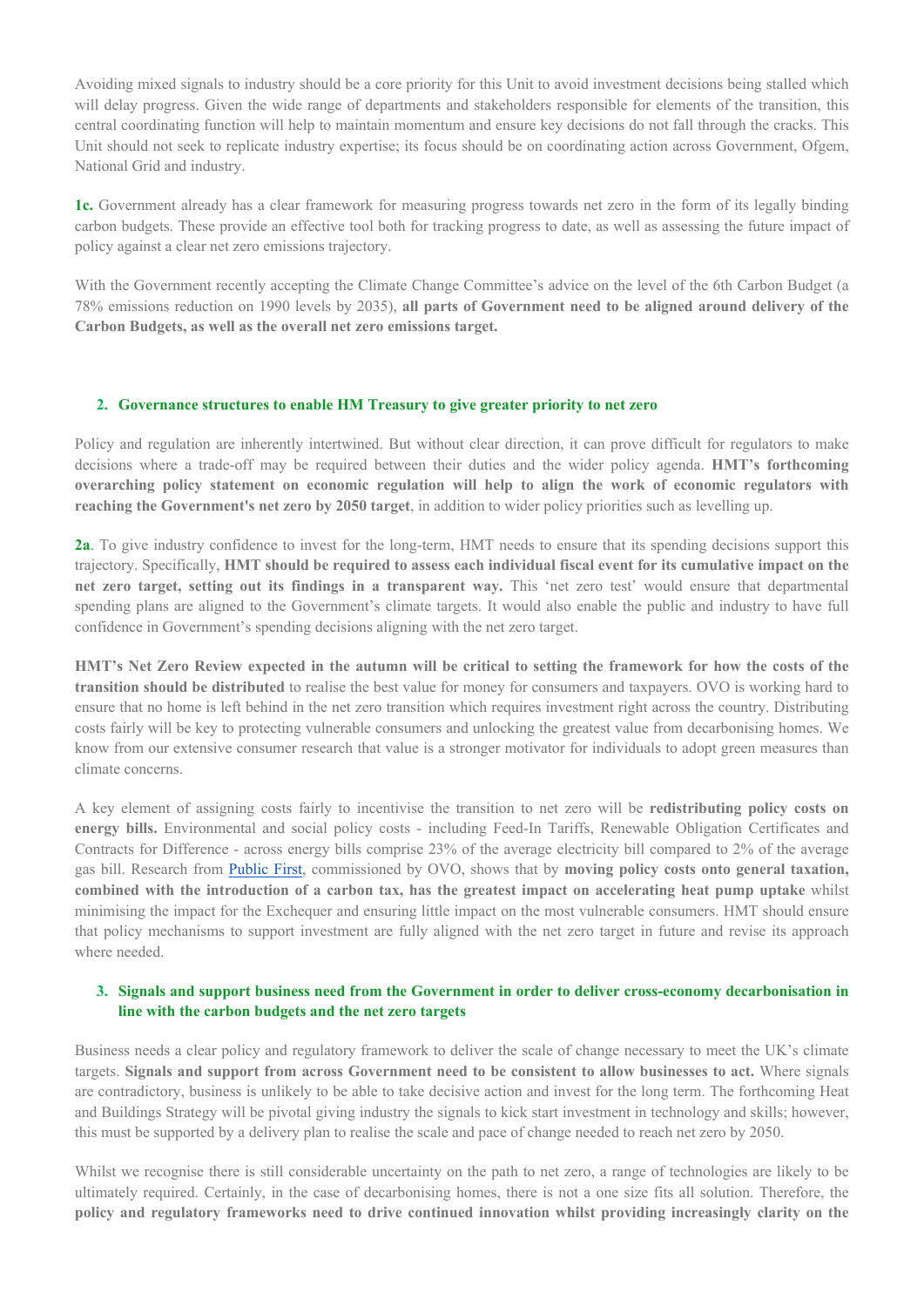Avoiding mixed signals to industry should be a core priority for this Unit to avoid investment decisions being stalled which will delay progress. Given the wide range of departments and stakeholders responsible for elements of the transition, this central coordinating function will help to maintain momentum and ensure key decisions do not fall through the cracks. This Unit should not seek to replicate industry expertise; its focus should be on coordinating action across Government, Ofgem, National Grid and industry.

**1c.** Government already has a clear framework for measuring progress towards net zero in the form of its legally binding carbon budgets. These provide an effective tool both for tracking progress to date, as well as assessing the future impact of policy against a clear net zero emissions trajectory.

With the Government recently accepting the Climate Change Committee's advice on the level of the 6th Carbon Budget (a 78% emissions reduction on 1990 levels by 2035), **all parts of Government need to be aligned around delivery of the Carbon Budgets, as well as the overall net zero emissions target.**

## 2. Governance structures to enable HM Treasury to give greater priority to net zero

Policy and regulation are inherently intertwined. But without clear direction, it can prove difficult for regulators to make decisions where a trade-off may be required between their duties and the wider policy agenda. **HMT's forthcoming overarching policy statement on economic regulation will help to align the work of economic regulators with reaching the Government's net zero by 2050 target**, in addition to wider policy priorities such as levelling up.

**2a**. To give industry confidence to invest for the long-term, HMT needs to ensure that its spending decisions support this trajectory. Specifically, **HMT should be required to assess each individual fiscal event for its cumulative impact on the net zero target, setting out its findings in a transparent way.** This 'net zero test' would ensure that departmental spending plans are aligned to the Government's climate targets. It would also enable the public and industry to have full confidence in Government's spending decisions aligning with the net zero target.

**HMT's Net Zero Review expected in the autumn will be critical to setting the framework for how the costs of the transition should be distributed** to realise the best value for money for consumers and taxpayers. OVO is working hard to ensure that no home is left behind in the net zero transition which requires investment right across the country. Distributing costs fairly will be key to protecting vulnerable consumers and unlocking the greatest value from decarbonising homes. We know from our extensive consumer research that value is a stronger motivator for individuals to adopt green measures than climate concerns.

A key element of assigning costs fairly to incentivise the transition to net zero will be **redistributing policy costs on energy bills.** Environmental and social policy costs - including Feed-In Tariffs, Renewable Obligation Certificates and Contracts for Difference - across energy bills comprise 23% of the average electricity bill compared to 2% of the average gas bill. Research from Public First, commissioned by OVO, shows that by **moving policy costs onto general taxation, combined with the introduction of a carbon tax, has the greatest impact on accelerating heat pump uptake** whilst minimising the impact for the Exchequer and ensuring little impact on the most vulnerable consumers. HMT should ensure that policy mechanisms to support investment are fully aligned with the net zero target in future and revise its approach where needed.

## 3. Signals and support business need from the Government in order to deliver cross-economy decarbonisation in line with the carbon budgets and the net zero targets

Business needs a clear policy and regulatory framework to deliver the scale of change necessary to meet the UK's climate targets. **Signals and support from across Government need to be consistent to allow businesses to act.** Where signals are contradictory, business is unlikely to be able to take decisive action and invest for the long term. The forthcoming Heat and Buildings Strategy will be pivotal giving industry the signals to kick start investment in technology and skills; however, this must be supported by a delivery plan to realise the scale and pace of change needed to reach net zero by 2050.

Whilst we recognise there is still considerable uncertainty on the path to net zero, a range of technologies are likely to be ultimately required. Certainly, in the case of decarbonising homes, there is not a one size fits all solution. Therefore, the **policy and regulatory frameworks need to drive continued innovation whilst providing increasingly clarity on the**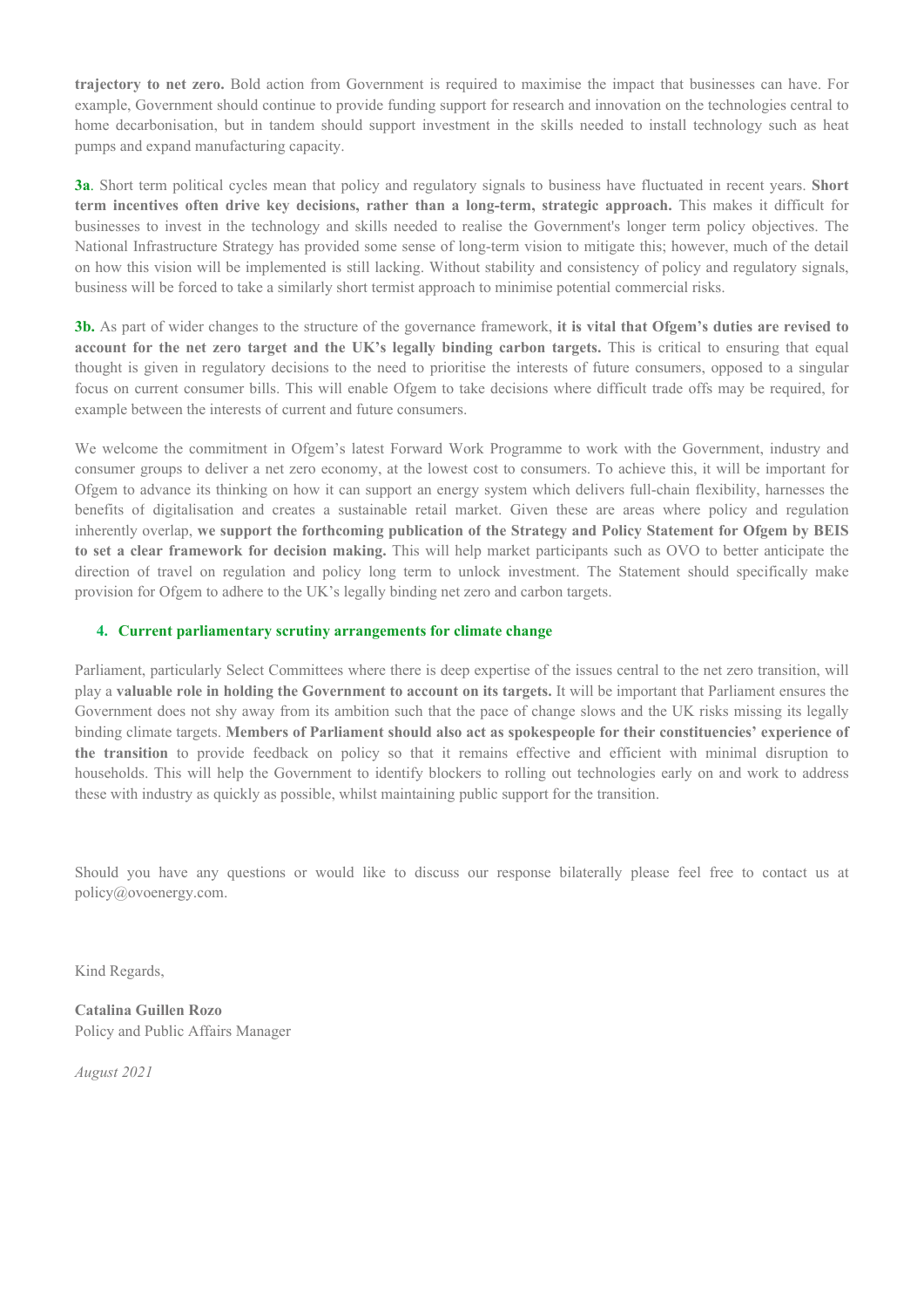**trajectory to net zero.** Bold action from Government is required to maximise the impact that businesses can have. For example, Government should continue to provide funding support for research and innovation on the technologies central to home decarbonisation, but in tandem should support investment in the skills needed to install technology such as heat pumps and expand manufacturing capacity.

**3a**. Short term political cycles mean that policy and regulatory signals to business have fluctuated in recent years. **Short term incentives often drive key decisions, rather than a long-term, strategic approach.** This makes it difficult for businesses to invest in the technology and skills needed to realise the Government's longer term policy objectives. The National Infrastructure Strategy has provided some sense of long-term vision to mitigate this; however, much of the detail on how this vision will be implemented is still lacking. Without stability and consistency of policy and regulatory signals, business will be forced to take a similarly short termist approach to minimise potential commercial risks.

**3b.** As part of wider changes to the structure of the governance framework, **it is vital that Ofgem's duties are revised to account for the net zero target and the UK's legally binding carbon targets.** This is critical to ensuring that equal thought is given in regulatory decisions to the need to prioritise the interests of future consumers, opposed to a singular focus on current consumer bills. This will enable Ofgem to take decisions where difficult trade offs may be required, for example between the interests of current and future consumers.

We welcome the commitment in Ofgem's latest Forward Work Programme to work with the Government, industry and consumer groups to deliver a net zero economy, at the lowest cost to consumers. To achieve this, it will be important for Ofgem to advance its thinking on how it can support an energy system which delivers full-chain flexibility, harnesses the benefits of digitalisation and creates a sustainable retail market. Given these are areas where policy and regulation inherently overlap, **we support the forthcoming publication of the Strategy and Policy Statement for Ofgem by BEIS to set a clear framework for decision making.** This will help market participants such as OVO to better anticipate the direction of travel on regulation and policy long term to unlock investment. The Statement should specifically make provision for Ofgem to adhere to the UK's legally binding net zero and carbon targets.

## 4. Current parliamentary scrutiny arrangements for climate change

Parliament, particularly Select Committees where there is deep expertise of the issues central to the net zero transition, will play a **valuable role in holding the Government to account on its targets.** It will be important that Parliament ensures the Government does not shy away from its ambition such that the pace of change slows and the UK risks missing its legally binding climate targets. **Members of Parliament should also act as spokespeople for their constituencies' experience of the transition** to provide feedback on policy so that it remains effective and efficient with minimal disruption to households. This will help the Government to identify blockers to rolling out technologies early on and work to address these with industry as quickly as possible, whilst maintaining public support for the transition.

Should you have any questions or would like to discuss our response bilaterally please feel free to contact us at policy@ovoenergy.com.

Kind Regards,

**Catalina Guillen Rozo**
Policy and Public Affairs Manager

*August 2021*